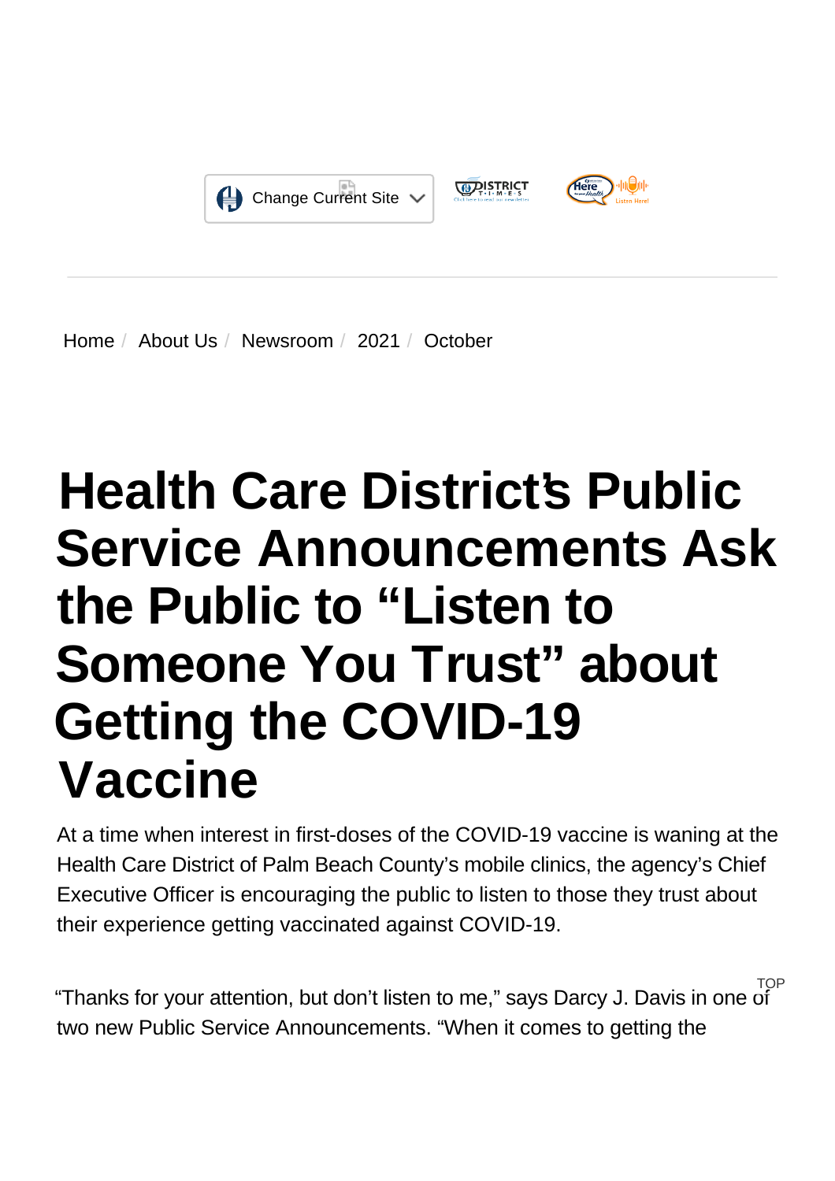Change Current Site

Home / About Us / Newsroom / 2021 / October

# Health Care District's Public Service Announcements Ask the Public to "Listen to Someone You Trust" about Getting the COVID-19 Vaccine

At a time when interest in first-doses of the COVID-19 vaccine is waning at the Health Care District of Palm Beach County's mobile clinics, the agency's Chief Executive Officer is encouraging the public to listen to those they trust about their experience getting vaccinated against COVID-19.

"Thanks for your attention, but don't listen to me," says Darcy J. Davis in one of two new Public Service Announcements. "When it comes to getting the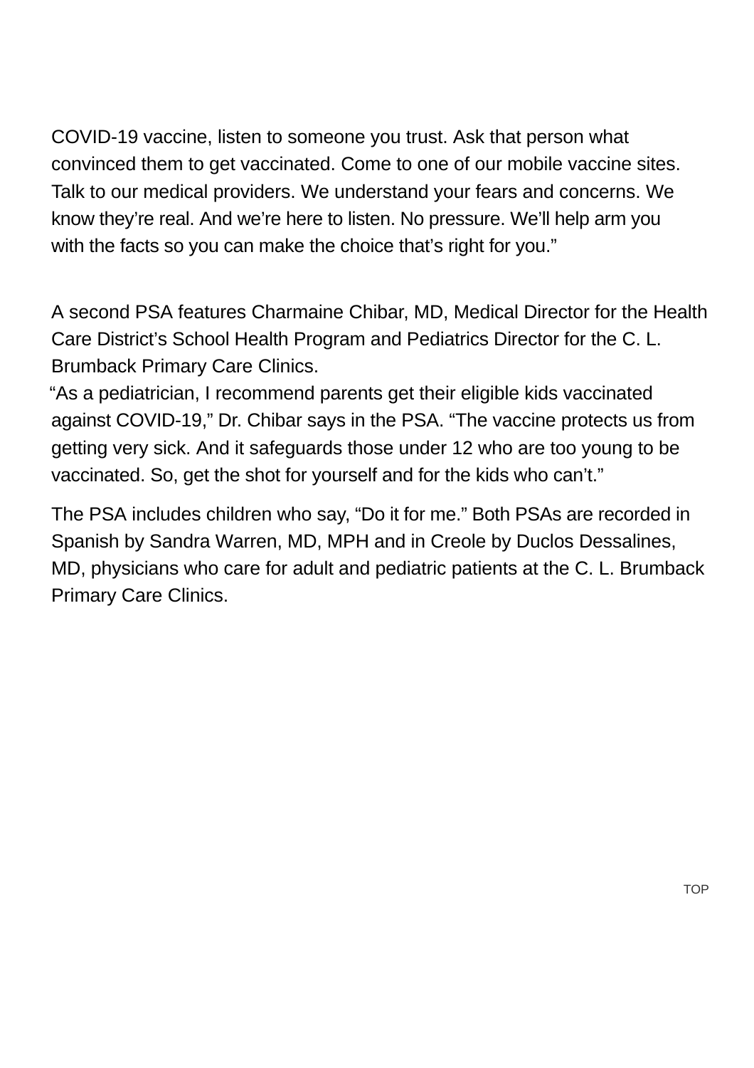COVID-19 vaccine, listen to someone you trust. Ask that person what convinced them to get vaccinated. Come to one of our mobile vaccine sites. Talk to our medical providers. We understand your fears and concerns. We know they're real. And we're here to listen. No pressure. We'll help arm you with the facts so you can make the choice that's right for you."

A second PSA features Charmaine Chibar, MD, Medical Director for the Health Care District's School Health Program and Pediatrics Director for the C. L. Brumback Primary Care Clinics.

"As a pediatrician, I recommend parents get their eligible kids vaccinated against COVID-19," Dr. Chibar says in the PSA. "The vaccine protects us from getting very sick. And it safeguards those under 12 who are too young to be vaccinated. So, get the shot for yourself and for the kids who can't."

The PSA includes children who say, "Do it for me." Both PSAs are recorded in Spanish by Sandra Warren, MD, MPH and in Creole by Duclos Dessalines, MD, physicians who care for adult and pediatric patients at the C. L. Brumback Primary Care Clinics.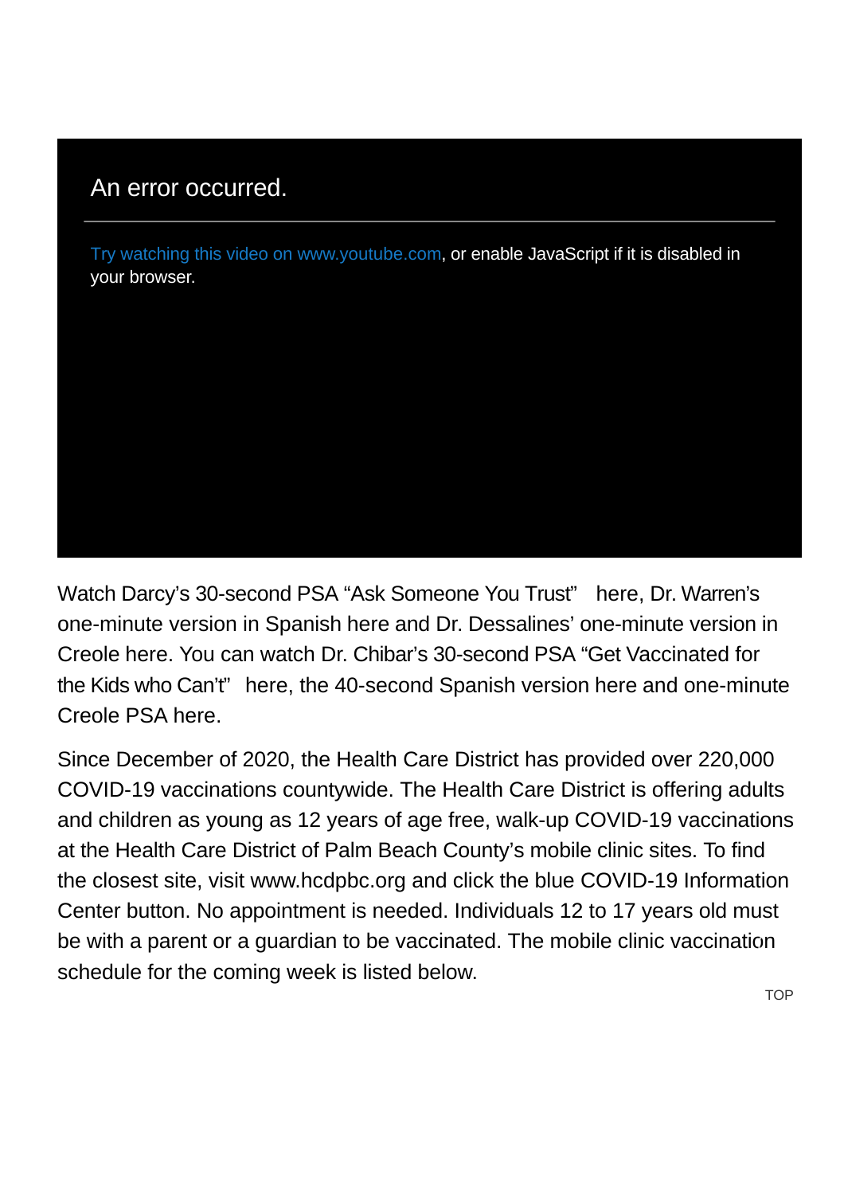An error occurred.

Try watching this video on www.youtube.com, or enable JavaScript if it is disabled in your browser.

Watch Darcy's 30-second PSA "Ask Someone You Trust" here, Dr. Warren's one-minute version in Spanish here and Dr. Dessalines' one-minute version in Creole here. You can watch Dr. Chibar's 30-second PSA "Get Vaccinated for the Kids who Can't" here, the 40-second Spanish version here and one-minute Creole PSA here.

Since December of 2020, the Health Care District has provided over 220,000 COVID-19 vaccinations countywide. The Health Care District is offering adults and children as young as 12 years of age free, walk-up COVID-19 vaccinations at the Health Care District of Palm Beach County's mobile clinic sites. To find the closest site, visit www.hcdpbc.org and click the blue COVID-19 Information Center button. No appointment is needed. Individuals 12 to 17 years old must be with a parent or a guardian to be vaccinated. The mobile clinic vaccination schedule for the coming week is listed below.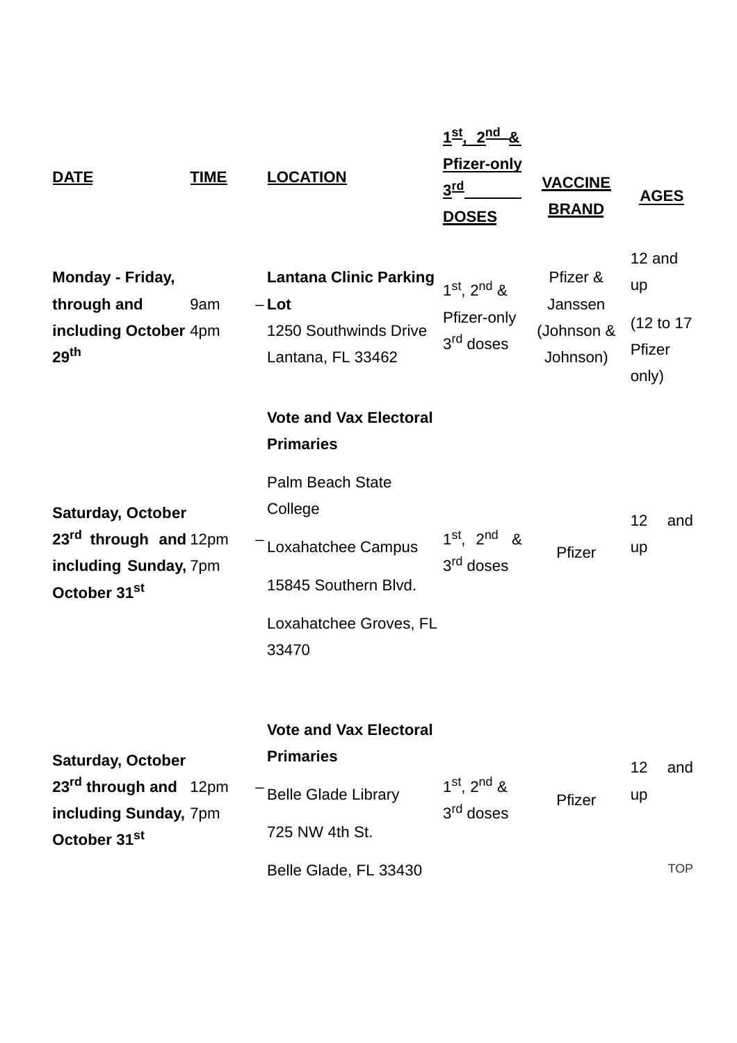| DATE | TIME | LOCATION | 1st, 2nd & Pfizer-only 3rd DOSES | VACCINE BRAND | AGES |
| --- | --- | --- | --- | --- | --- |
| **Monday - Friday, through and including October 29th** | 9am – 4pm | **Lantana Clinic Parking Lot** 1250 Southwinds Drive Lantana, FL 33462 | 1st, 2nd & Pfizer-only 3rd doses | Pfizer & Janssen (Johnson & Johnson) | 12 and up (12 to 17 Pfizer only) |
| **Saturday, October 23rd through and including Sunday, October 31st** | 12pm – 7pm | **Vote and Vax Electoral Primaries** Palm Beach State College Loxahatchee Campus 15845 Southern Blvd. Loxahatchee Groves, FL 33470 | 1st, 2nd & 3rd doses | Pfizer | 12 and up |
| **Saturday, October 23rd through and including Sunday, October 31st** | 12pm – 7pm | **Vote and Vax Electoral Primaries** Belle Glade Library 725 NW 4th St. Belle Glade, FL 33430 | 1st, 2nd & 3rd doses | Pfizer | 12 and up |

TOP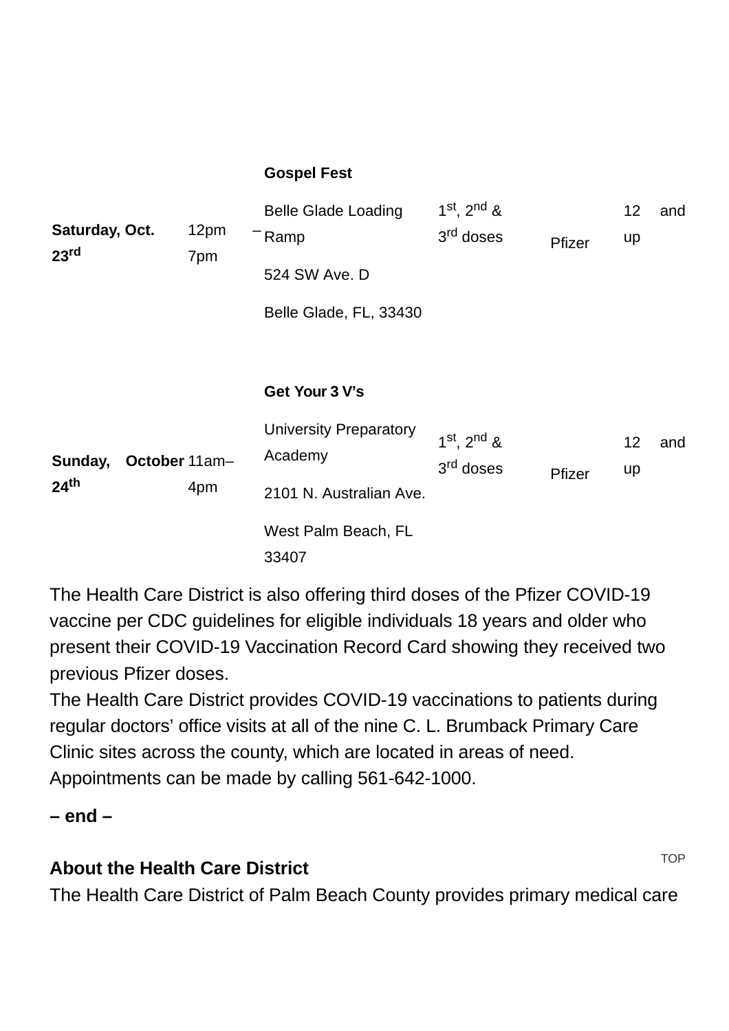| | | | | | |
|---|---|---|---|---|---|
| **Saturday, Oct. 23rd** | 12pm – 7pm | **Gospel Fest**<br>Belle Glade Loading Ramp<br>524 SW Ave. D<br>Belle Glade, FL, 33430 | 1st, 2nd & 3rd doses | Pfizer | 12 and up |
| **Sunday, October 24th** | 11am–4pm | **Get Your 3 V's**<br>University Preparatory Academy<br>2101 N. Australian Ave.<br>West Palm Beach, FL 33407 | 1st, 2nd & 3rd doses | Pfizer | 12 and up |

The Health Care District is also offering third doses of the Pfizer COVID-19 vaccine per CDC guidelines for eligible individuals 18 years and older who present their COVID-19 Vaccination Record Card showing they received two previous Pfizer doses.

The Health Care District provides COVID-19 vaccinations to patients during regular doctors' office visits at all of the nine C. L. Brumback Primary Care Clinic sites across the county, which are located in areas of need. Appointments can be made by calling 561-642-1000.

**– end –**

**About the Health Care District**

The Health Care District of Palm Beach County provides primary medical care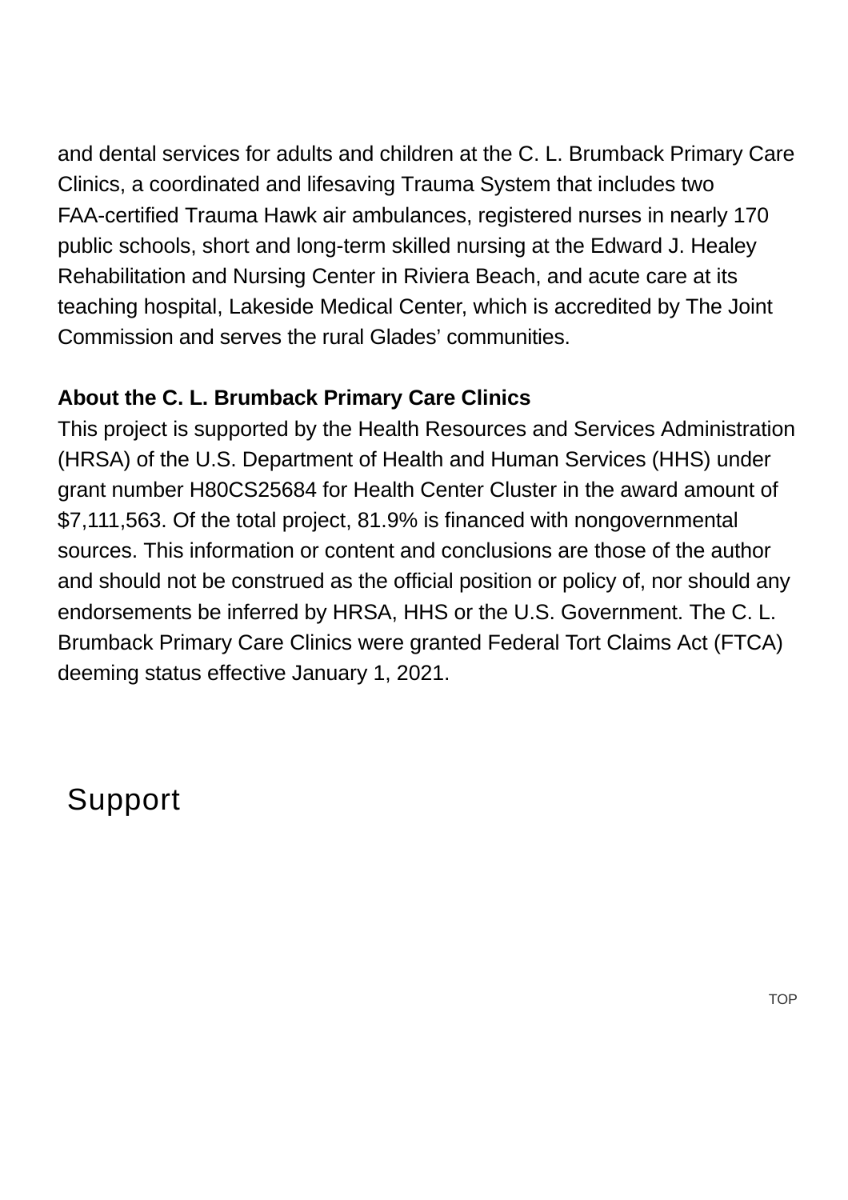and dental services for adults and children at the C. L. Brumback Primary Care Clinics, a coordinated and lifesaving Trauma System that includes two FAA-certified Trauma Hawk air ambulances, registered nurses in nearly 170 public schools, short and long-term skilled nursing at the Edward J. Healey Rehabilitation and Nursing Center in Riviera Beach, and acute care at its teaching hospital, Lakeside Medical Center, which is accredited by The Joint Commission and serves the rural Glades' communities.

**About the C. L. Brumback Primary Care Clinics**
This project is supported by the Health Resources and Services Administration (HRSA) of the U.S. Department of Health and Human Services (HHS) under grant number H80CS25684 for Health Center Cluster in the award amount of $7,111,563. Of the total project, 81.9% is financed with nongovernmental sources. This information or content and conclusions are those of the author and should not be construed as the official position or policy of, nor should any endorsements be inferred by HRSA, HHS or the U.S. Government. The C. L. Brumback Primary Care Clinics were granted Federal Tort Claims Act (FTCA) deeming status effective January 1, 2021.

## Support

TOP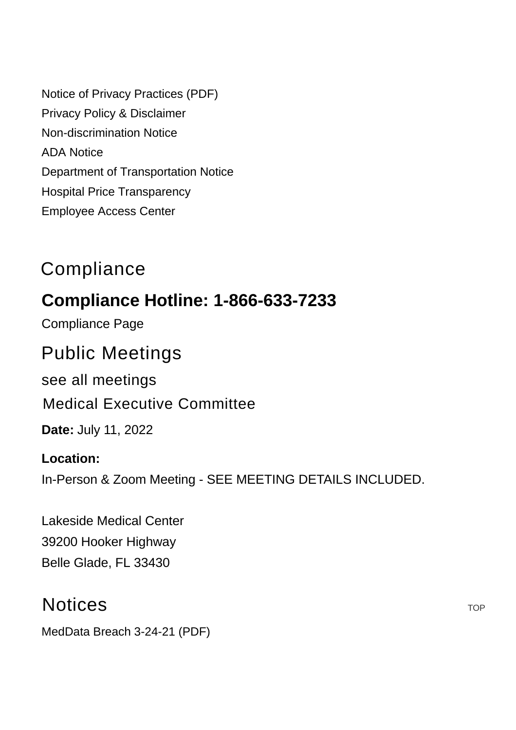Notice of Privacy Practices (PDF)
Privacy Policy & Disclaimer
Non-discrimination Notice
ADA Notice
Department of Transportation Notice
Hospital Price Transparency
Employee Access Center

## Compliance

### **Compliance Hotline: 1-866-633-7233**

Compliance Page

## Public Meetings

see all meetings

### Medical Executive Committee

**Date:** July 11, 2022

**Location:**
In-Person & Zoom Meeting - SEE MEETING DETAILS INCLUDED.

Lakeside Medical Center
39200 Hooker Highway
Belle Glade, FL 33430

## Notices

TOP

MedData Breach 3-24-21 (PDF)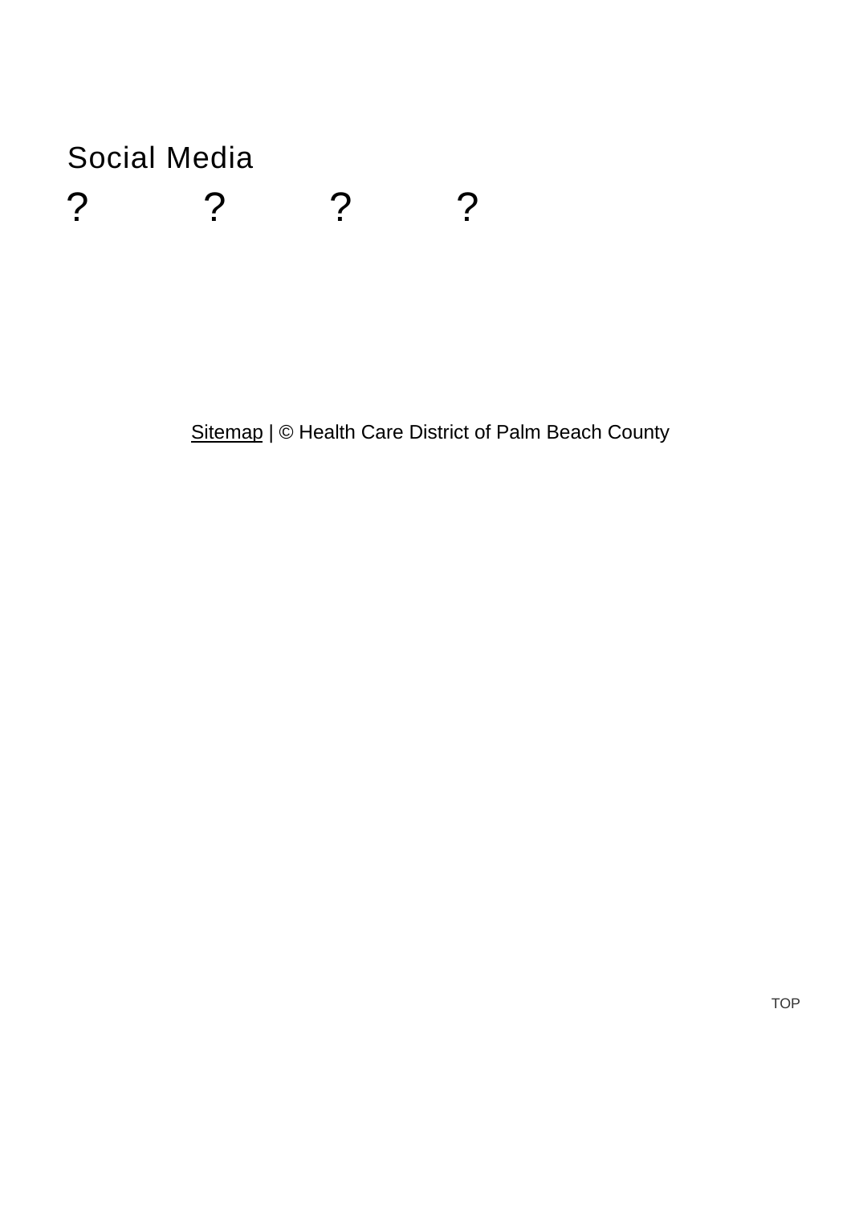## Social Media

? ? ? ?

Sitemap | © Health Care District of Palm Beach County

TOP